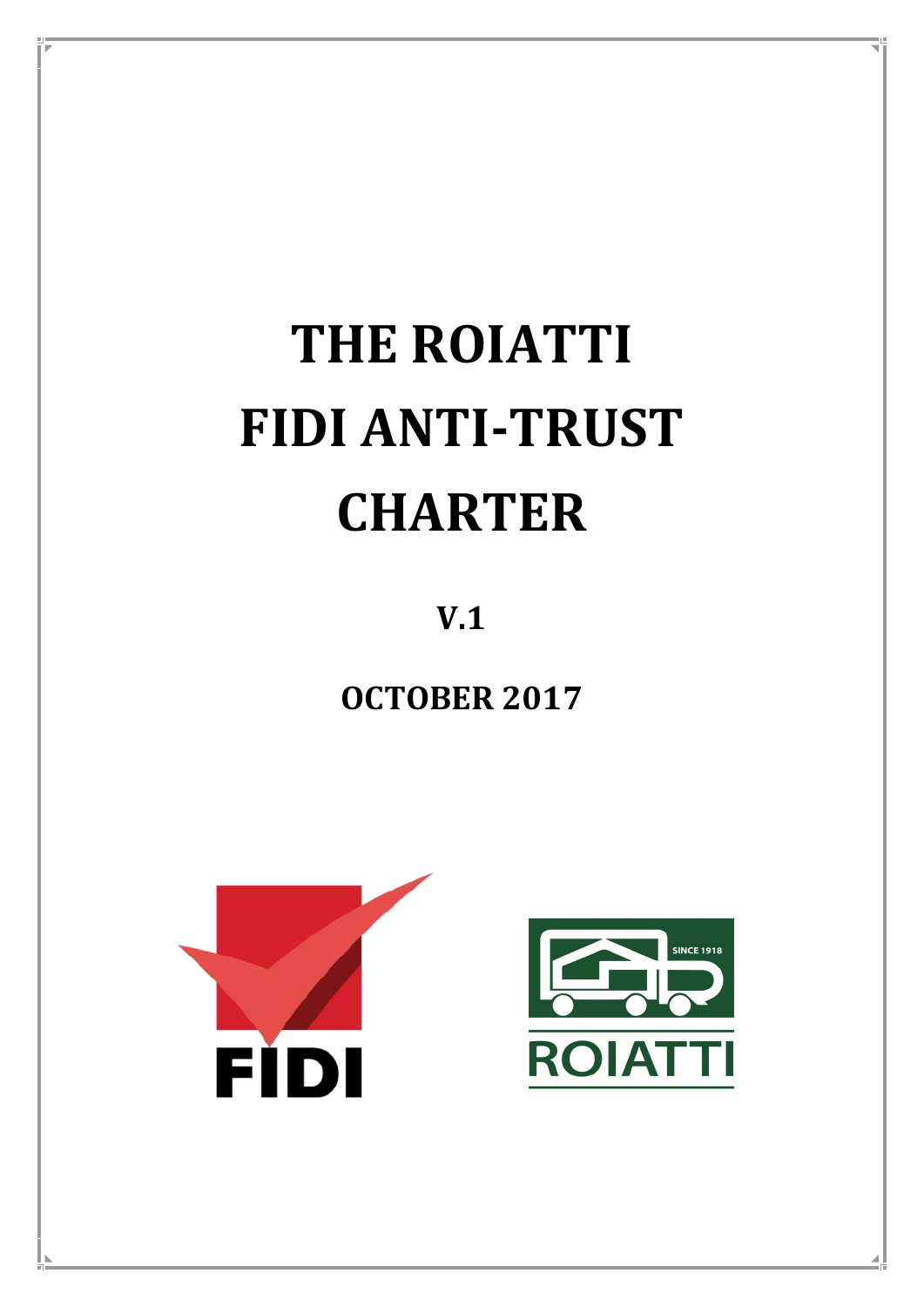# THE ROIATTI FIDI ANTI-TRUST CHARTER

**V.1**

**OCTOBER 2017**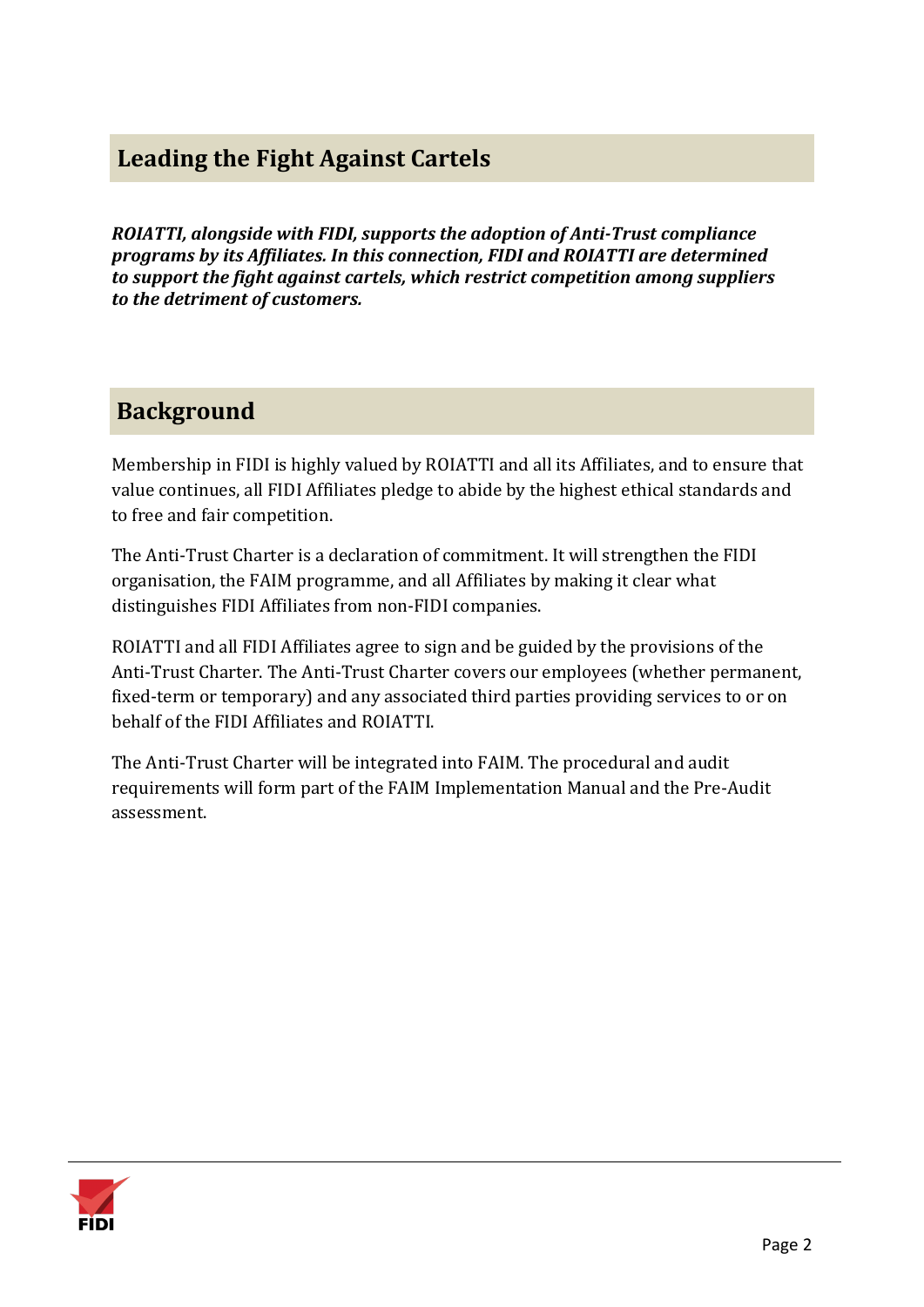## Leading the Fight Against Cartels

***ROIATTI, alongside with FIDI, supports the adoption of Anti-Trust compliance programs by its Affiliates. In this connection, FIDI and ROIATTI are determined to support the fight against cartels, which restrict competition among suppliers to the detriment of customers.***

## Background

Membership in FIDI is highly valued by ROIATTI and all its Affiliates, and to ensure that value continues, all FIDI Affiliates pledge to abide by the highest ethical standards and to free and fair competition.

The Anti-Trust Charter is a declaration of commitment. It will strengthen the FIDI organisation, the FAIM programme, and all Affiliates by making it clear what distinguishes FIDI Affiliates from non-FIDI companies.

ROIATTI and all FIDI Affiliates agree to sign and be guided by the provisions of the Anti-Trust Charter. The Anti-Trust Charter covers our employees (whether permanent, fixed-term or temporary) and any associated third parties providing services to or on behalf of the FIDI Affiliates and ROIATTI.

The Anti-Trust Charter will be integrated into FAIM. The procedural and audit requirements will form part of the FAIM Implementation Manual and the Pre-Audit assessment.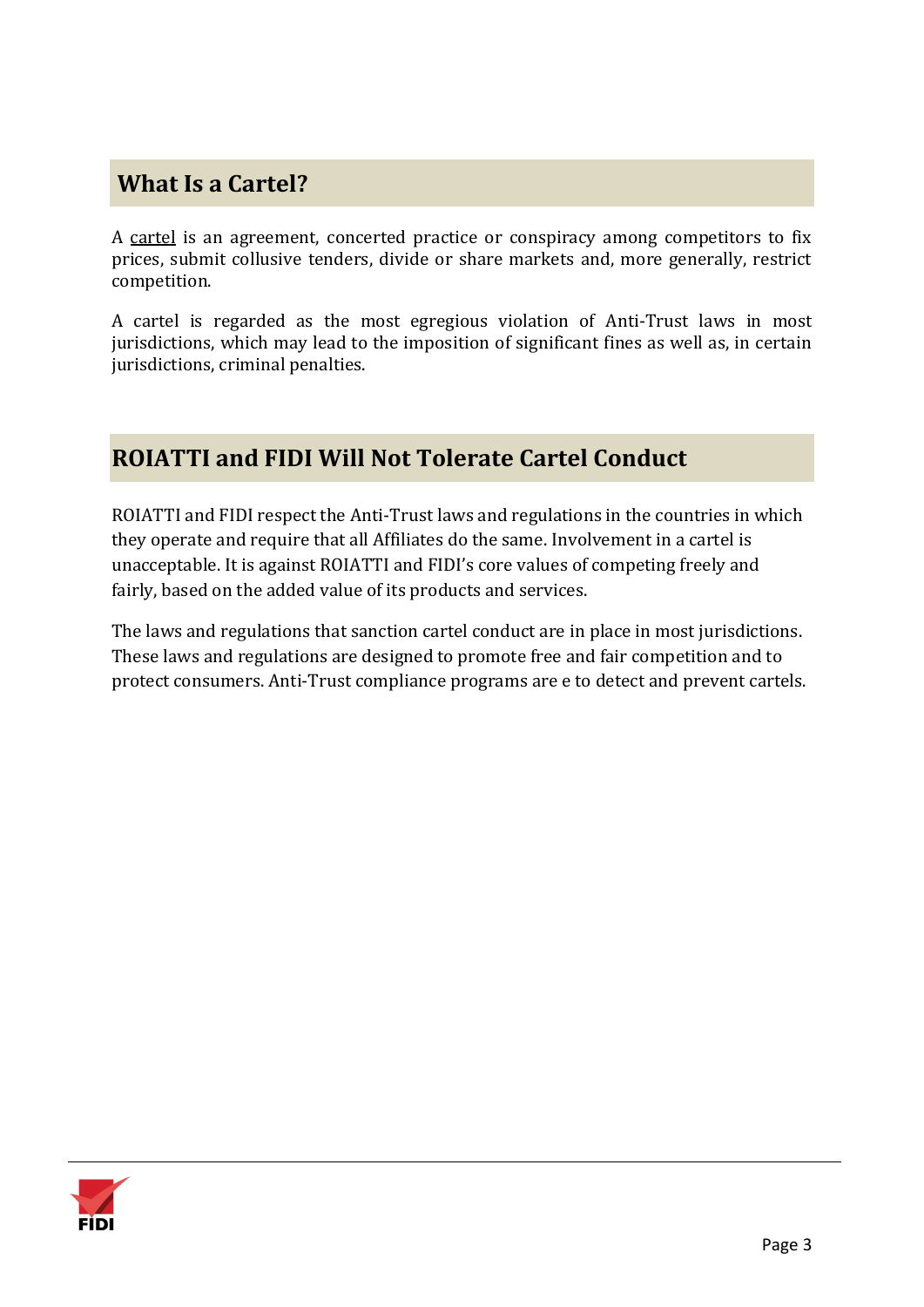## What Is a Cartel?

A cartel is an agreement, concerted practice or conspiracy among competitors to fix prices, submit collusive tenders, divide or share markets and, more generally, restrict competition.

A cartel is regarded as the most egregious violation of Anti-Trust laws in most jurisdictions, which may lead to the imposition of significant fines as well as, in certain jurisdictions, criminal penalties.

## ROIATTI and FIDI Will Not Tolerate Cartel Conduct

ROIATTI and FIDI respect the Anti-Trust laws and regulations in the countries in which they operate and require that all Affiliates do the same. Involvement in a cartel is unacceptable. It is against ROIATTI and FIDI's core values of competing freely and fairly, based on the added value of its products and services.

The laws and regulations that sanction cartel conduct are in place in most jurisdictions. These laws and regulations are designed to promote free and fair competition and to protect consumers. Anti-Trust compliance programs are e to detect and prevent cartels.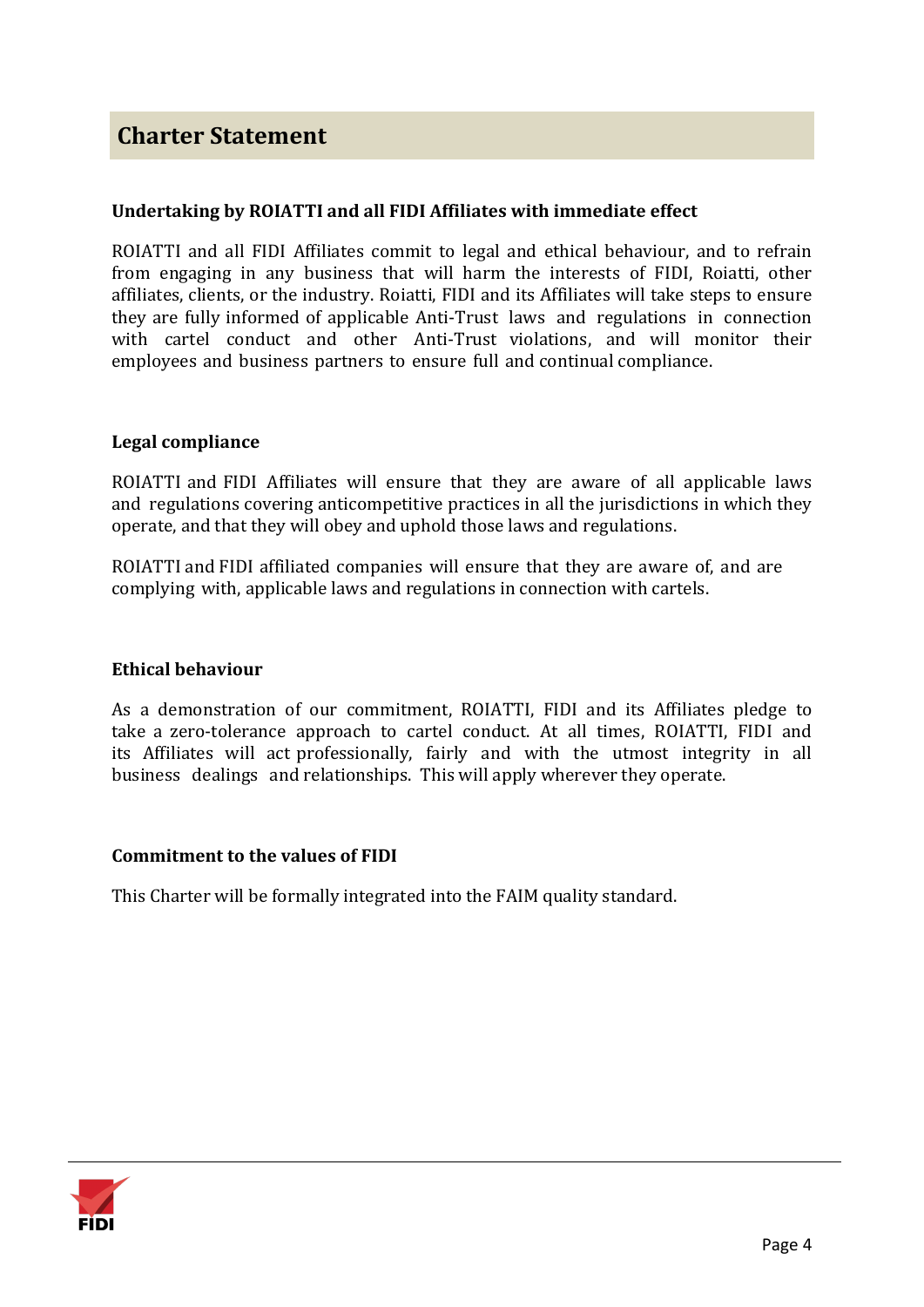## Charter Statement

### Undertaking by ROIATTI and all FIDI Affiliates with immediate effect

ROIATTI and all FIDI Affiliates commit to legal and ethical behaviour, and to refrain from engaging in any business that will harm the interests of FIDI, Roiatti, other affiliates, clients, or the industry. Roiatti, FIDI and its Affiliates will take steps to ensure they are fully informed of applicable Anti-Trust laws and regulations in connection with cartel conduct and other Anti-Trust violations, and will monitor their employees and business partners to ensure full and continual compliance.

### Legal compliance

ROIATTI and FIDI Affiliates will ensure that they are aware of all applicable laws and regulations covering anticompetitive practices in all the jurisdictions in which they operate, and that they will obey and uphold those laws and regulations.

ROIATTI and FIDI affiliated companies will ensure that they are aware of, and are complying with, applicable laws and regulations in connection with cartels.

### Ethical behaviour

As a demonstration of our commitment, ROIATTI, FIDI and its Affiliates pledge to take a zero-tolerance approach to cartel conduct. At all times, ROIATTI, FIDI and its Affiliates will act professionally, fairly and with the utmost integrity in all business dealings and relationships. This will apply wherever they operate.

### Commitment to the values of FIDI

This Charter will be formally integrated into the FAIM quality standard.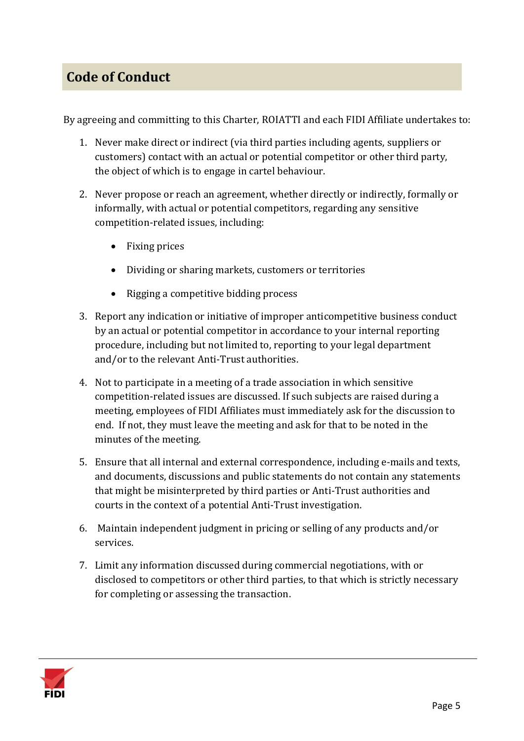## Code of Conduct

By agreeing and committing to this Charter, ROIATTI and each FIDI Affiliate undertakes to:

1. Never make direct or indirect (via third parties including agents, suppliers or customers) contact with an actual or potential competitor or other third party, the object of which is to engage in cartel behaviour.
2. Never propose or reach an agreement, whether directly or indirectly, formally or informally, with actual or potential competitors, regarding any sensitive competition-related issues, including:
   - Fixing prices
   - Dividing or sharing markets, customers or territories
   - Rigging a competitive bidding process
3. Report any indication or initiative of improper anticompetitive business conduct by an actual or potential competitor in accordance to your internal reporting procedure, including but not limited to, reporting to your legal department and/or to the relevant Anti-Trust authorities.
4. Not to participate in a meeting of a trade association in which sensitive competition-related issues are discussed. If such subjects are raised during a meeting, employees of FIDI Affiliates must immediately ask for the discussion to end. If not, they must leave the meeting and ask for that to be noted in the minutes of the meeting.
5. Ensure that all internal and external correspondence, including e-mails and texts, and documents, discussions and public statements do not contain any statements that might be misinterpreted by third parties or Anti-Trust authorities and courts in the context of a potential Anti-Trust investigation.
6. Maintain independent judgment in pricing or selling of any products and/or services.
7. Limit any information discussed during commercial negotiations, with or disclosed to competitors or other third parties, to that which is strictly necessary for completing or assessing the transaction.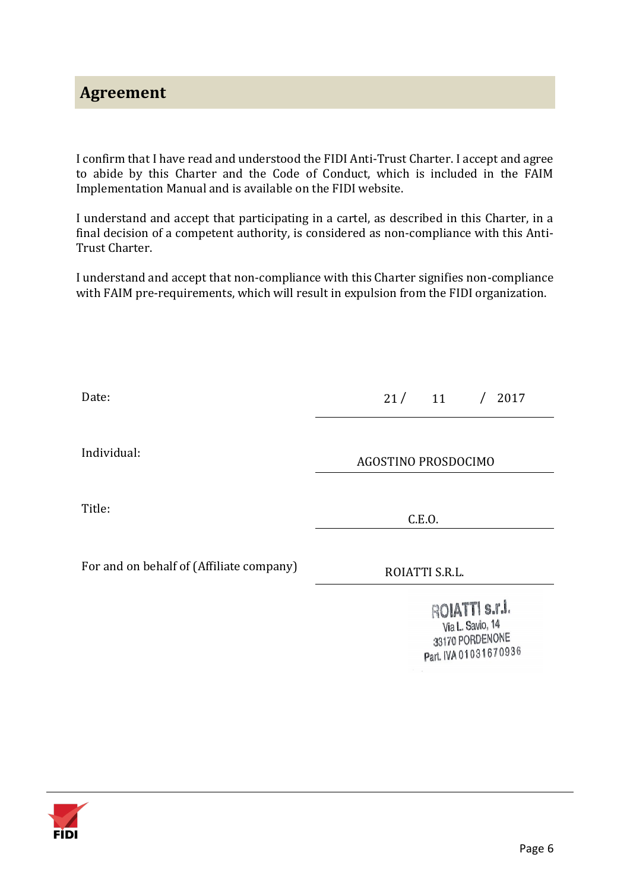## Agreement

I confirm that I have read and understood the FIDI Anti-Trust Charter. I accept and agree to abide by this Charter and the Code of Conduct, which is included in the FAIM Implementation Manual and is available on the FIDI website.

I understand and accept that participating in a cartel, as described in this Charter, in a final decision of a competent authority, is considered as non-compliance with this Anti-Trust Charter.

I understand and accept that non-compliance with this Charter signifies non-compliance with FAIM pre-requirements, which will result in expulsion from the FIDI organization.

| | |
|---|---|
| Date: | 21 / 11 / 2017 |
| Individual: | AGOSTINO PROSDOCIMO |
| Title: | C.E.O. |
| For and on behalf of (Affiliate company) | ROIATTI S.R.L. |

ROIATTI s.r.l.
Via L. Savio, 14
33170 PORDENONE
Part. IVA 01031670936